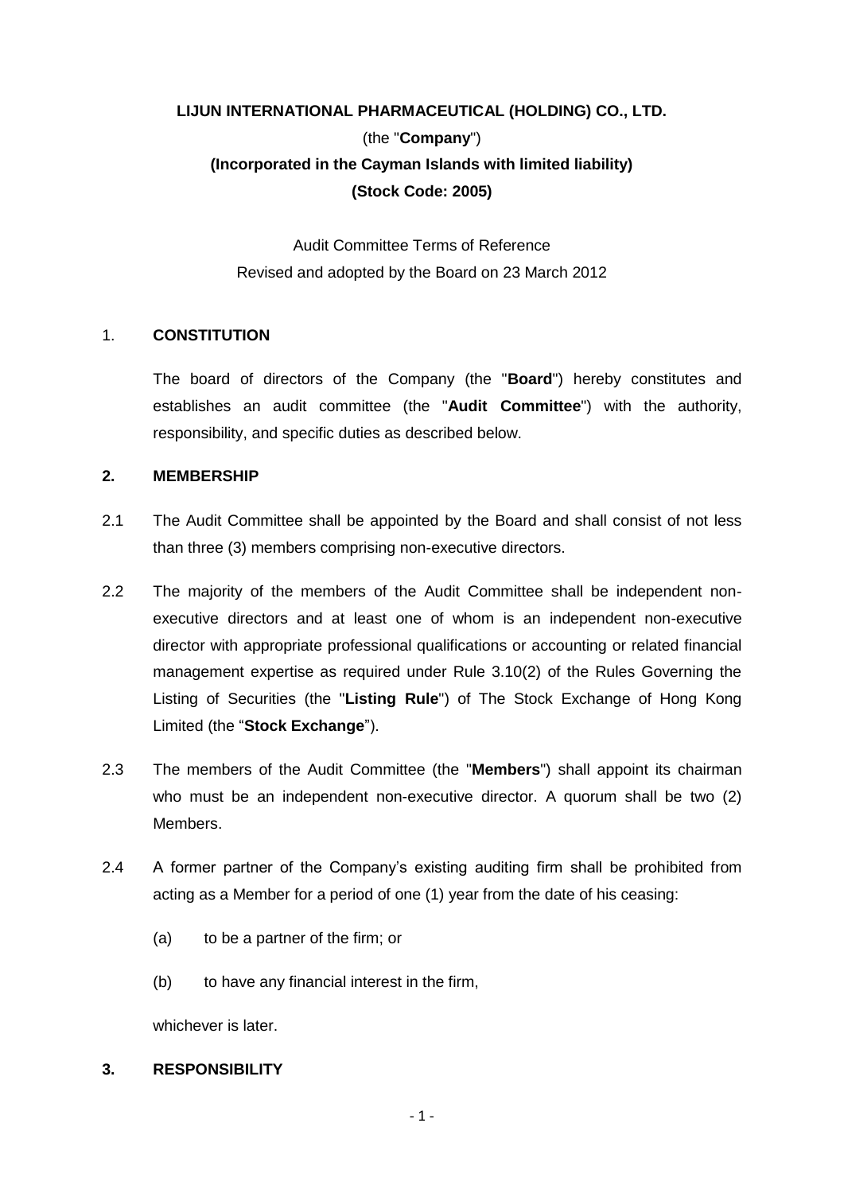**LIJUN INTERNATIONAL PHARMACEUTICAL (HOLDING) CO., LTD.**

(the "**Company**")

**(Incorporated in the Cayman Islands with limited liability)**

**(Stock Code: 2005)**

Audit Committee Terms of Reference

Revised and adopted by the Board on 23 March 2012

## 1. CONSTITUTION

The board of directors of the Company (the "**Board**") hereby constitutes and establishes an audit committee (the "**Audit Committee**") with the authority, responsibility, and specific duties as described below.

## 2. MEMBERSHIP

2.1 The Audit Committee shall be appointed by the Board and shall consist of not less than three (3) members comprising non-executive directors.

2.2 The majority of the members of the Audit Committee shall be independent non-executive directors and at least one of whom is an independent non-executive director with appropriate professional qualifications or accounting or related financial management expertise as required under Rule 3.10(2) of the Rules Governing the Listing of Securities (the "**Listing Rule**") of The Stock Exchange of Hong Kong Limited (the "**Stock Exchange**").

2.3 The members of the Audit Committee (the "**Members**") shall appoint its chairman who must be an independent non-executive director. A quorum shall be two (2) Members.

2.4 A former partner of the Company's existing auditing firm shall be prohibited from acting as a Member for a period of one (1) year from the date of his ceasing:

(a) to be a partner of the firm; or

(b) to have any financial interest in the firm,

whichever is later.

## 3. RESPONSIBILITY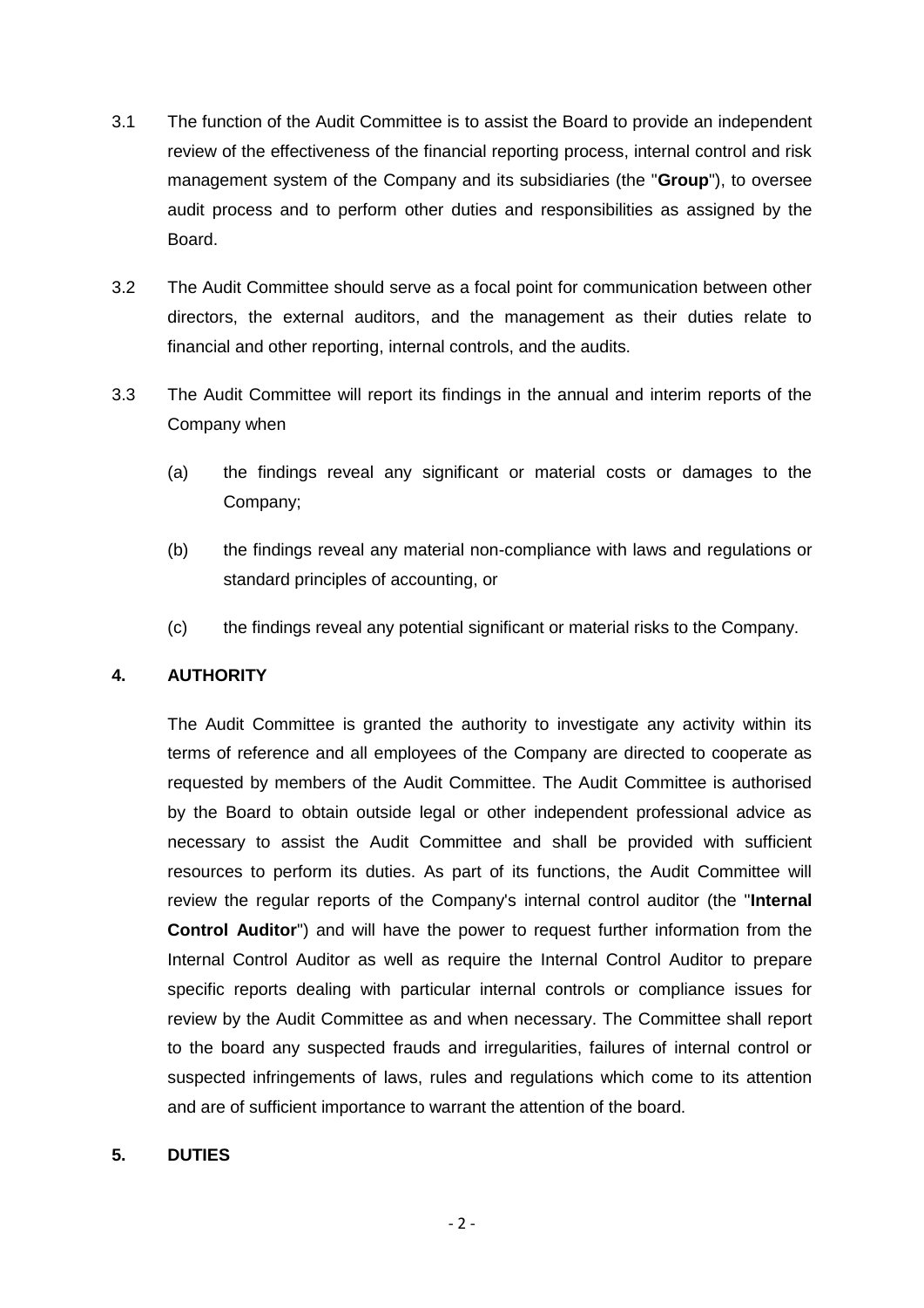3.1 The function of the Audit Committee is to assist the Board to provide an independent review of the effectiveness of the financial reporting process, internal control and risk management system of the Company and its subsidiaries (the "**Group**"), to oversee audit process and to perform other duties and responsibilities as assigned by the Board.

3.2 The Audit Committee should serve as a focal point for communication between other directors, the external auditors, and the management as their duties relate to financial and other reporting, internal controls, and the audits.

3.3 The Audit Committee will report its findings in the annual and interim reports of the Company when

(a) the findings reveal any significant or material costs or damages to the Company;

(b) the findings reveal any material non-compliance with laws and regulations or standard principles of accounting, or

(c) the findings reveal any potential significant or material risks to the Company.

## 4. AUTHORITY

The Audit Committee is granted the authority to investigate any activity within its terms of reference and all employees of the Company are directed to cooperate as requested by members of the Audit Committee. The Audit Committee is authorised by the Board to obtain outside legal or other independent professional advice as necessary to assist the Audit Committee and shall be provided with sufficient resources to perform its duties. As part of its functions, the Audit Committee will review the regular reports of the Company's internal control auditor (the "**Internal Control Auditor**") and will have the power to request further information from the Internal Control Auditor as well as require the Internal Control Auditor to prepare specific reports dealing with particular internal controls or compliance issues for review by the Audit Committee as and when necessary. The Committee shall report to the board any suspected frauds and irregularities, failures of internal control or suspected infringements of laws, rules and regulations which come to its attention and are of sufficient importance to warrant the attention of the board.

## 5. DUTIES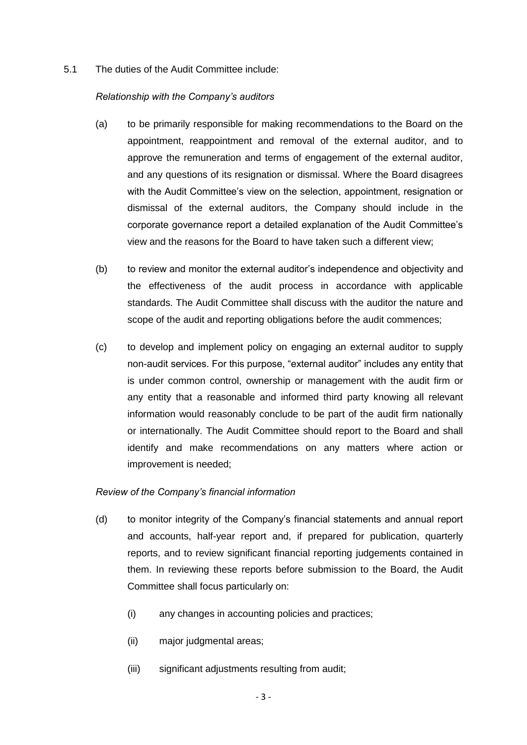5.1 The duties of the Audit Committee include:

*Relationship with the Company's auditors*

(a) to be primarily responsible for making recommendations to the Board on the appointment, reappointment and removal of the external auditor, and to approve the remuneration and terms of engagement of the external auditor, and any questions of its resignation or dismissal. Where the Board disagrees with the Audit Committee's view on the selection, appointment, resignation or dismissal of the external auditors, the Company should include in the corporate governance report a detailed explanation of the Audit Committee's view and the reasons for the Board to have taken such a different view;

(b) to review and monitor the external auditor's independence and objectivity and the effectiveness of the audit process in accordance with applicable standards. The Audit Committee shall discuss with the auditor the nature and scope of the audit and reporting obligations before the audit commences;

(c) to develop and implement policy on engaging an external auditor to supply non-audit services. For this purpose, "external auditor" includes any entity that is under common control, ownership or management with the audit firm or any entity that a reasonable and informed third party knowing all relevant information would reasonably conclude to be part of the audit firm nationally or internationally. The Audit Committee should report to the Board and shall identify and make recommendations on any matters where action or improvement is needed;

*Review of the Company's financial information*

(d) to monitor integrity of the Company's financial statements and annual report and accounts, half-year report and, if prepared for publication, quarterly reports, and to review significant financial reporting judgements contained in them. In reviewing these reports before submission to the Board, the Audit Committee shall focus particularly on:

  (i) any changes in accounting policies and practices;

  (ii) major judgmental areas;

  (iii) significant adjustments resulting from audit;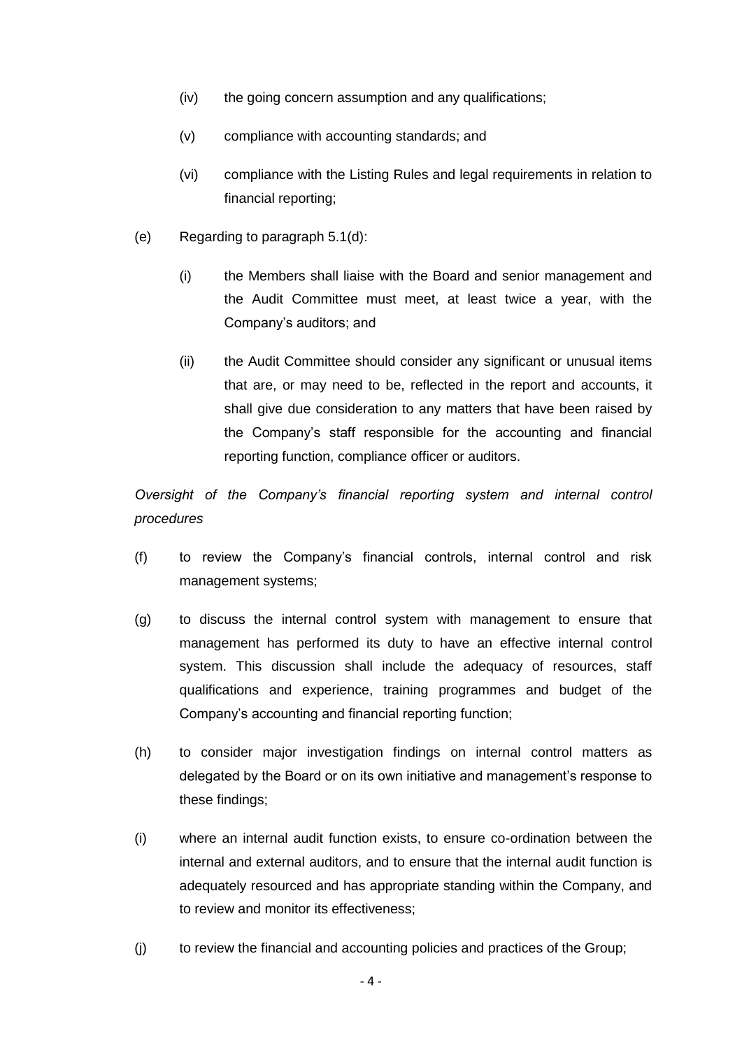(iv) the going concern assumption and any qualifications;

(v) compliance with accounting standards; and

(vi) compliance with the Listing Rules and legal requirements in relation to financial reporting;

(e) Regarding to paragraph 5.1(d):

(i) the Members shall liaise with the Board and senior management and the Audit Committee must meet, at least twice a year, with the Company's auditors; and

(ii) the Audit Committee should consider any significant or unusual items that are, or may need to be, reflected in the report and accounts, it shall give due consideration to any matters that have been raised by the Company's staff responsible for the accounting and financial reporting function, compliance officer or auditors.

*Oversight of the Company's financial reporting system and internal control procedures*

(f) to review the Company's financial controls, internal control and risk management systems;

(g) to discuss the internal control system with management to ensure that management has performed its duty to have an effective internal control system. This discussion shall include the adequacy of resources, staff qualifications and experience, training programmes and budget of the Company's accounting and financial reporting function;

(h) to consider major investigation findings on internal control matters as delegated by the Board or on its own initiative and management's response to these findings;

(i) where an internal audit function exists, to ensure co-ordination between the internal and external auditors, and to ensure that the internal audit function is adequately resourced and has appropriate standing within the Company, and to review and monitor its effectiveness;

(j) to review the financial and accounting policies and practices of the Group;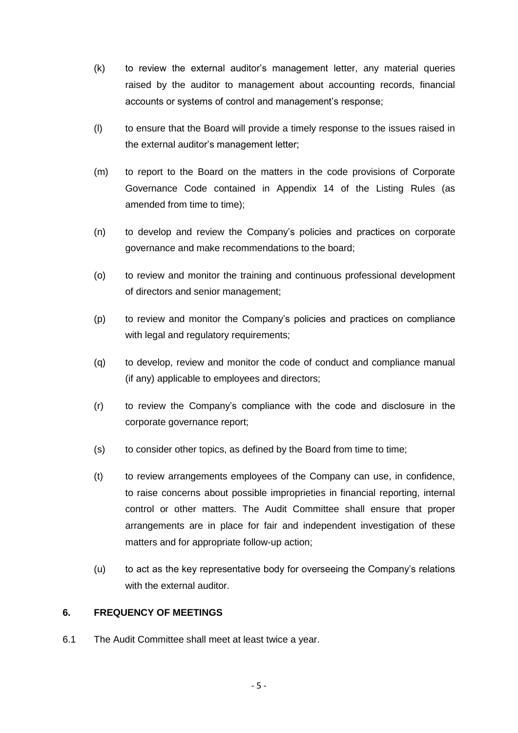(k) to review the external auditor's management letter, any material queries raised by the auditor to management about accounting records, financial accounts or systems of control and management's response;

(l) to ensure that the Board will provide a timely response to the issues raised in the external auditor's management letter;

(m) to report to the Board on the matters in the code provisions of Corporate Governance Code contained in Appendix 14 of the Listing Rules (as amended from time to time);

(n) to develop and review the Company's policies and practices on corporate governance and make recommendations to the board;

(o) to review and monitor the training and continuous professional development of directors and senior management;

(p) to review and monitor the Company's policies and practices on compliance with legal and regulatory requirements;

(q) to develop, review and monitor the code of conduct and compliance manual (if any) applicable to employees and directors;

(r) to review the Company's compliance with the code and disclosure in the corporate governance report;

(s) to consider other topics, as defined by the Board from time to time;

(t) to review arrangements employees of the Company can use, in confidence, to raise concerns about possible improprieties in financial reporting, internal control or other matters. The Audit Committee shall ensure that proper arrangements are in place for fair and independent investigation of these matters and for appropriate follow-up action;

(u) to act as the key representative body for overseeing the Company's relations with the external auditor.

**6. FREQUENCY OF MEETINGS**

6.1 The Audit Committee shall meet at least twice a year.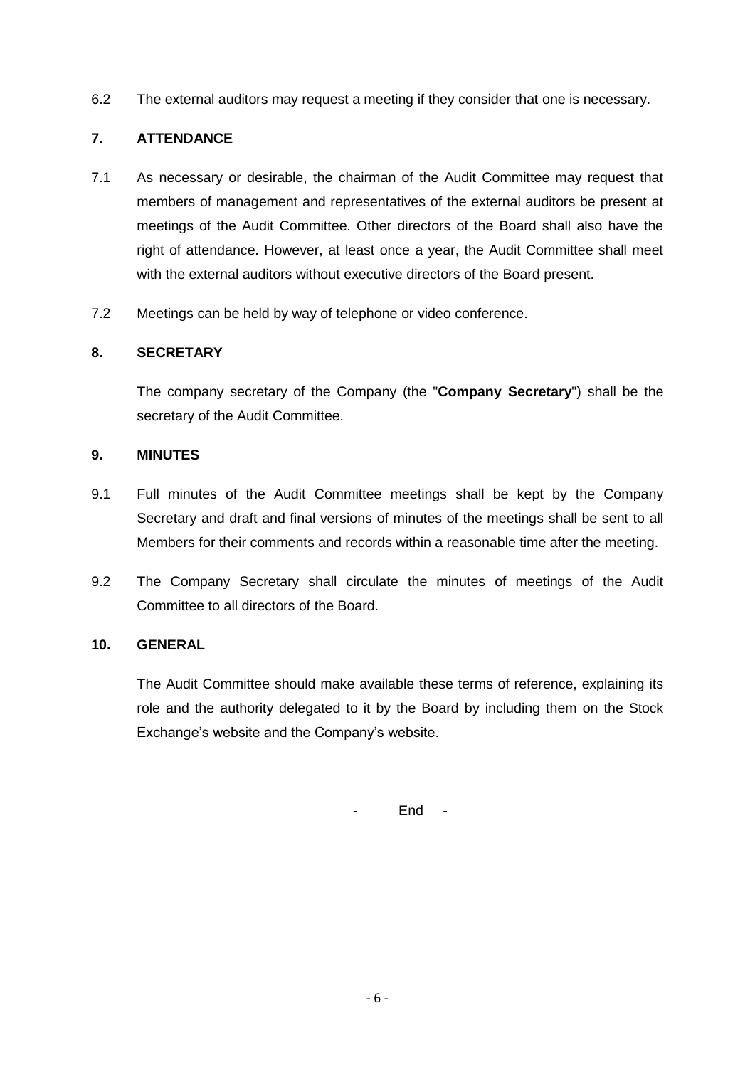6.2 The external auditors may request a meeting if they consider that one is necessary.

## 7. ATTENDANCE

7.1 As necessary or desirable, the chairman of the Audit Committee may request that members of management and representatives of the external auditors be present at meetings of the Audit Committee. Other directors of the Board shall also have the right of attendance. However, at least once a year, the Audit Committee shall meet with the external auditors without executive directors of the Board present.

7.2 Meetings can be held by way of telephone or video conference.

## 8. SECRETARY

The company secretary of the Company (the "**Company Secretary**") shall be the secretary of the Audit Committee.

## 9. MINUTES

9.1 Full minutes of the Audit Committee meetings shall be kept by the Company Secretary and draft and final versions of minutes of the meetings shall be sent to all Members for their comments and records within a reasonable time after the meeting.

9.2 The Company Secretary shall circulate the minutes of meetings of the Audit Committee to all directors of the Board.

## 10. GENERAL

The Audit Committee should make available these terms of reference, explaining its role and the authority delegated to it by the Board by including them on the Stock Exchange's website and the Company's website.

\- End -